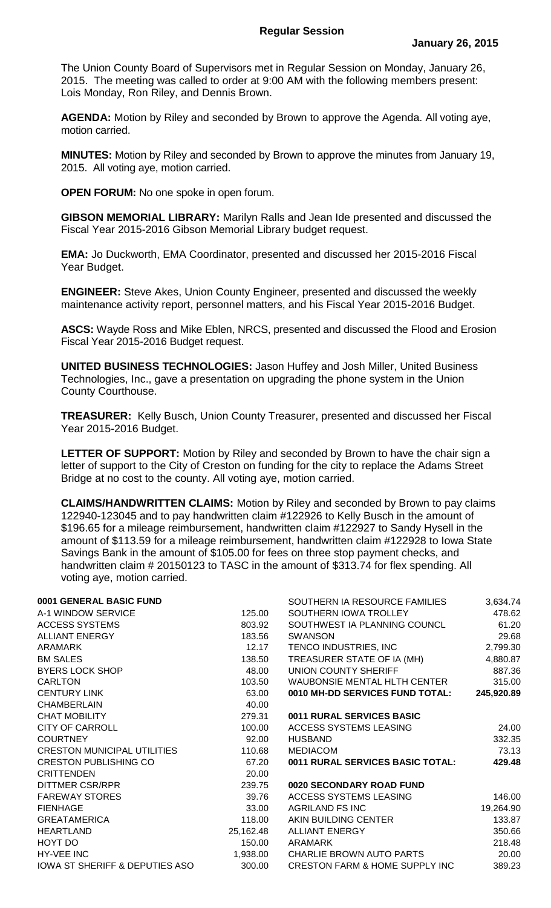# Regular Session

**January 26, 2015**

The Union County Board of Supervisors met in Regular Session on Monday, January 26, 2015. The meeting was called to order at 9:00 AM with the following members present: Lois Monday, Ron Riley, and Dennis Brown.

**AGENDA:** Motion by Riley and seconded by Brown to approve the Agenda. All voting aye, motion carried.

**MINUTES:** Motion by Riley and seconded by Brown to approve the minutes from January 19, 2015. All voting aye, motion carried.

**OPEN FORUM:** No one spoke in open forum.

**GIBSON MEMORIAL LIBRARY:** Marilyn Ralls and Jean Ide presented and discussed the Fiscal Year 2015-2016 Gibson Memorial Library budget request.

**EMA:** Jo Duckworth, EMA Coordinator, presented and discussed her 2015-2016 Fiscal Year Budget.

**ENGINEER:** Steve Akes, Union County Engineer, presented and discussed the weekly maintenance activity report, personnel matters, and his Fiscal Year 2015-2016 Budget.

**ASCS:** Wayde Ross and Mike Eblen, NRCS, presented and discussed the Flood and Erosion Fiscal Year 2015-2016 Budget request.

**UNITED BUSINESS TECHNOLOGIES:** Jason Huffey and Josh Miller, United Business Technologies, Inc., gave a presentation on upgrading the phone system in the Union County Courthouse.

**TREASURER:** Kelly Busch, Union County Treasurer, presented and discussed her Fiscal Year 2015-2016 Budget.

**LETTER OF SUPPORT:** Motion by Riley and seconded by Brown to have the chair sign a letter of support to the City of Creston on funding for the city to replace the Adams Street Bridge at no cost to the county. All voting aye, motion carried.

**CLAIMS/HANDWRITTEN CLAIMS:** Motion by Riley and seconded by Brown to pay claims 122940-123045 and to pay handwritten claim #122926 to Kelly Busch in the amount of $196.65 for a mileage reimbursement, handwritten claim #122927 to Sandy Hysell in the amount of $113.59 for a mileage reimbursement, handwritten claim #122928 to Iowa State Savings Bank in the amount of $105.00 for fees on three stop payment checks, and handwritten claim # 20150123 to TASC in the amount of $313.74 for flex spending. All voting aye, motion carried.

| | |
|---|---|
| **0001 GENERAL BASIC FUND** | |
| A-1 WINDOW SERVICE | 125.00 |
| ACCESS SYSTEMS | 803.92 |
| ALLIANT ENERGY | 183.56 |
| ARAMARK | 12.17 |
| BM SALES | 138.50 |
| BYERS LOCK SHOP | 48.00 |
| CARLTON | 103.50 |
| CENTURY LINK | 63.00 |
| CHAMBERLAIN | 40.00 |
| CHAT MOBILITY | 279.31 |
| CITY OF CARROLL | 100.00 |
| COURTNEY | 92.00 |
| CRESTON MUNICIPAL UTILITIES | 110.68 |
| CRESTON PUBLISHING CO | 67.20 |
| CRITTENDEN | 20.00 |
| DITTMER CSR/RPR | 239.75 |
| FAREWAY STORES | 39.76 |
| FIENHAGE | 33.00 |
| GREATAMERICA | 118.00 |
| HEARTLAND | 25,162.48 |
| HOYT DO | 150.00 |
| HY-VEE INC | 1,938.00 |
| IOWA ST SHERIFF & DEPUTIES ASO | 300.00 |

| | |
|---|---|
| SOUTHERN IA RESOURCE FAMILIES | 3,634.74 |
| SOUTHERN IOWA TROLLEY | 478.62 |
| SOUTHWEST IA PLANNING COUNCL | 61.20 |
| SWANSON | 29.68 |
| TENCO INDUSTRIES, INC | 2,799.30 |
| TREASURER STATE OF IA (MH) | 4,880.87 |
| UNION COUNTY SHERIFF | 887.36 |
| WAUBONSIE MENTAL HLTH CENTER | 315.00 |
| **0010 MH-DD SERVICES FUND TOTAL:** | **245,920.89** |
| | |
| **0011 RURAL SERVICES BASIC** | |
| ACCESS SYSTEMS LEASING | 24.00 |
| HUSBAND | 332.35 |
| MEDIACOM | 73.13 |
| **0011 RURAL SERVICES BASIC TOTAL:** | **429.48** |
| | |
| **0020 SECONDARY ROAD FUND** | |
| ACCESS SYSTEMS LEASING | 146.00 |
| AGRILAND FS INC | 19,264.90 |
| AKIN BUILDING CENTER | 133.87 |
| ALLIANT ENERGY | 350.66 |
| ARAMARK | 218.48 |
| CHARLIE BROWN AUTO PARTS | 20.00 |
| CRESTON FARM & HOME SUPPLY INC | 389.23 |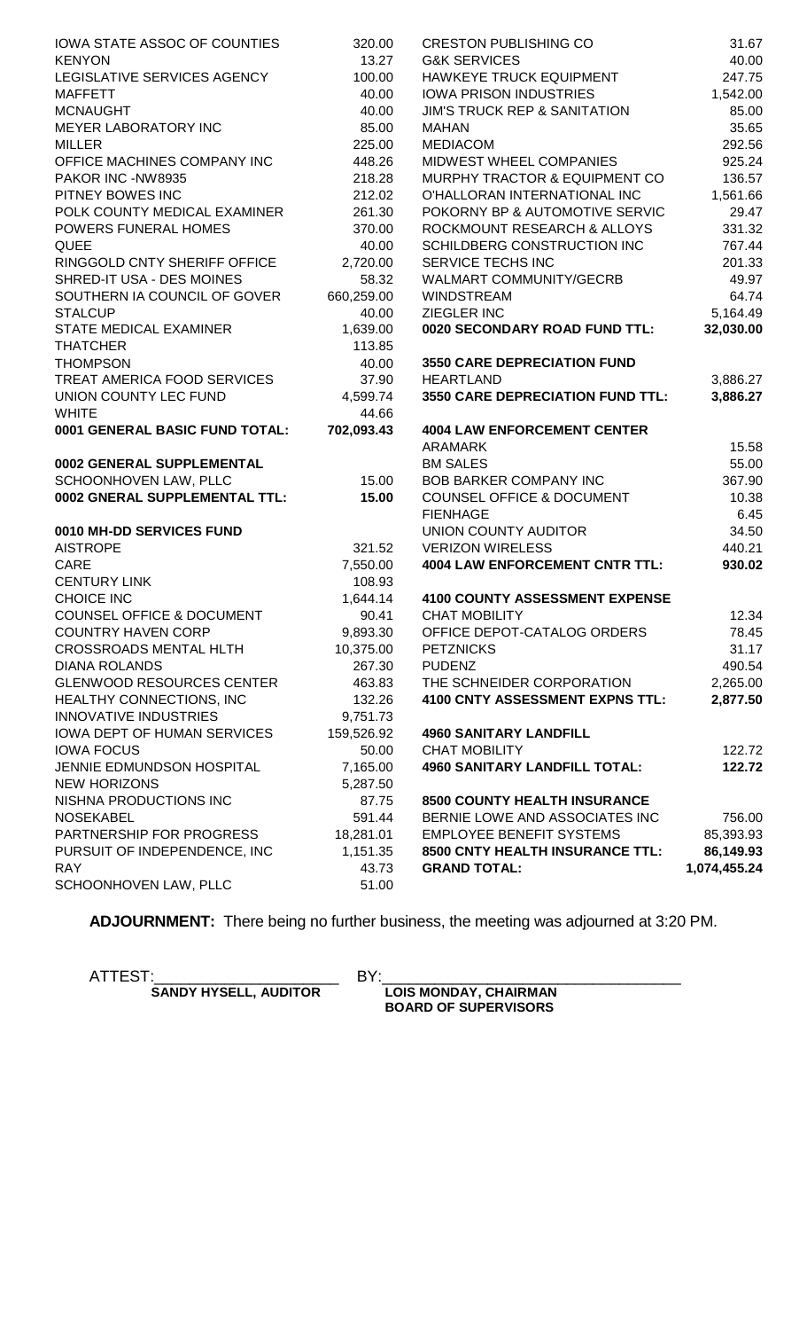| | |
|---|---|
| IOWA STATE ASSOC OF COUNTIES | 320.00 |
| KENYON | 13.27 |
| LEGISLATIVE SERVICES AGENCY | 100.00 |
| MAFFETT | 40.00 |
| MCNAUGHT | 40.00 |
| MEYER LABORATORY INC | 85.00 |
| MILLER | 225.00 |
| OFFICE MACHINES COMPANY INC | 448.26 |
| PAKOR INC -NW8935 | 218.28 |
| PITNEY BOWES INC | 212.02 |
| POLK COUNTY MEDICAL EXAMINER | 261.30 |
| POWERS FUNERAL HOMES | 370.00 |
| QUEE | 40.00 |
| RINGGOLD CNTY SHERIFF OFFICE | 2,720.00 |
| SHRED-IT USA - DES MOINES | 58.32 |
| SOUTHERN IA COUNCIL OF GOVER | 660,259.00 |
| STALCUP | 40.00 |
| STATE MEDICAL EXAMINER | 1,639.00 |
| THATCHER | 113.85 |
| THOMPSON | 40.00 |
| TREAT AMERICA FOOD SERVICES | 37.90 |
| UNION COUNTY LEC FUND | 4,599.74 |
| WHITE | 44.66 |
| **0001 GENERAL BASIC FUND TOTAL:** | **702,093.43** |
| | |
| **0002 GENERAL SUPPLEMENTAL** | |
| SCHOONHOVEN LAW, PLLC | 15.00 |
| **0002 GNERAL SUPPLEMENTAL TTL:** | **15.00** |
| | |
| **0010 MH-DD SERVICES FUND** | |
| AISTROPE | 321.52 |
| CARE | 7,550.00 |
| CENTURY LINK | 108.93 |
| CHOICE INC | 1,644.14 |
| COUNSEL OFFICE & DOCUMENT | 90.41 |
| COUNTRY HAVEN CORP | 9,893.30 |
| CROSSROADS MENTAL HLTH | 10,375.00 |
| DIANA ROLANDS | 267.30 |
| GLENWOOD RESOURCES CENTER | 463.83 |
| HEALTHY CONNECTIONS, INC | 132.26 |
| INNOVATIVE INDUSTRIES | 9,751.73 |
| IOWA DEPT OF HUMAN SERVICES | 159,526.92 |
| IOWA FOCUS | 50.00 |
| JENNIE EDMUNDSON HOSPITAL | 7,165.00 |
| NEW HORIZONS | 5,287.50 |
| NISHNA PRODUCTIONS INC | 87.75 |
| NOSEKABEL | 591.44 |
| PARTNERSHIP FOR PROGRESS | 18,281.01 |
| PURSUIT OF INDEPENDENCE, INC | 1,151.35 |
| RAY | 43.73 |
| SCHOONHOVEN LAW, PLLC | 51.00 |
| CRESTON PUBLISHING CO | 31.67 |
| G&K SERVICES | 40.00 |
| HAWKEYE TRUCK EQUIPMENT | 247.75 |
| IOWA PRISON INDUSTRIES | 1,542.00 |
| JIM'S TRUCK REP & SANITATION | 85.00 |
| MAHAN | 35.65 |
| MEDIACOM | 292.56 |
| MIDWEST WHEEL COMPANIES | 925.24 |
| MURPHY TRACTOR & EQUIPMENT CO | 136.57 |
| O'HALLORAN INTERNATIONAL INC | 1,561.66 |
| POKORNY BP & AUTOMOTIVE SERVIC | 29.47 |
| ROCKMOUNT RESEARCH & ALLOYS | 331.32 |
| SCHILDBERG CONSTRUCTION INC | 767.44 |
| SERVICE TECHS INC | 201.33 |
| WALMART COMMUNITY/GECRB | 49.97 |
| WINDSTREAM | 64.74 |
| ZIEGLER INC | 5,164.49 |
| **0020 SECONDARY ROAD FUND TTL:** | **32,030.00** |
| | |
| **3550 CARE DEPRECIATION FUND** | |
| HEARTLAND | 3,886.27 |
| **3550 CARE DEPRECIATION FUND TTL:** | **3,886.27** |
| | |
| **4004 LAW ENFORCEMENT CENTER** | |
| ARAMARK | 15.58 |
| BM SALES | 55.00 |
| BOB BARKER COMPANY INC | 367.90 |
| COUNSEL OFFICE & DOCUMENT | 10.38 |
| FIENHAGE | 6.45 |
| UNION COUNTY AUDITOR | 34.50 |
| VERIZON WIRELESS | 440.21 |
| **4004 LAW ENFORCEMENT CNTR TTL:** | **930.02** |
| | |
| **4100 COUNTY ASSESSMENT EXPENSE** | |
| CHAT MOBILITY | 12.34 |
| OFFICE DEPOT-CATALOG ORDERS | 78.45 |
| PETZNICKS | 31.17 |
| PUDENZ | 490.54 |
| THE SCHNEIDER CORPORATION | 2,265.00 |
| **4100 CNTY ASSESSMENT EXPNS TTL:** | **2,877.50** |
| | |
| **4960 SANITARY LANDFILL** | |
| CHAT MOBILITY | 122.72 |
| **4960 SANITARY LANDFILL TOTAL:** | **122.72** |
| | |
| **8500 COUNTY HEALTH INSURANCE** | |
| BERNIE LOWE AND ASSOCIATES INC | 756.00 |
| EMPLOYEE BENEFIT SYSTEMS | 85,393.93 |
| **8500 CNTY HEALTH INSURANCE TTL:** | **86,149.93** |
| **GRAND TOTAL:** | **1,074,455.24** |

**ADJOURNMENT:** There being no further business, the meeting was adjourned at 3:20 PM.

ATTEST:_____________________ BY:_________________________________

**SANDY HYSELL, AUDITOR** **LOIS MONDAY, CHAIRMAN**
**BOARD OF SUPERVISORS**